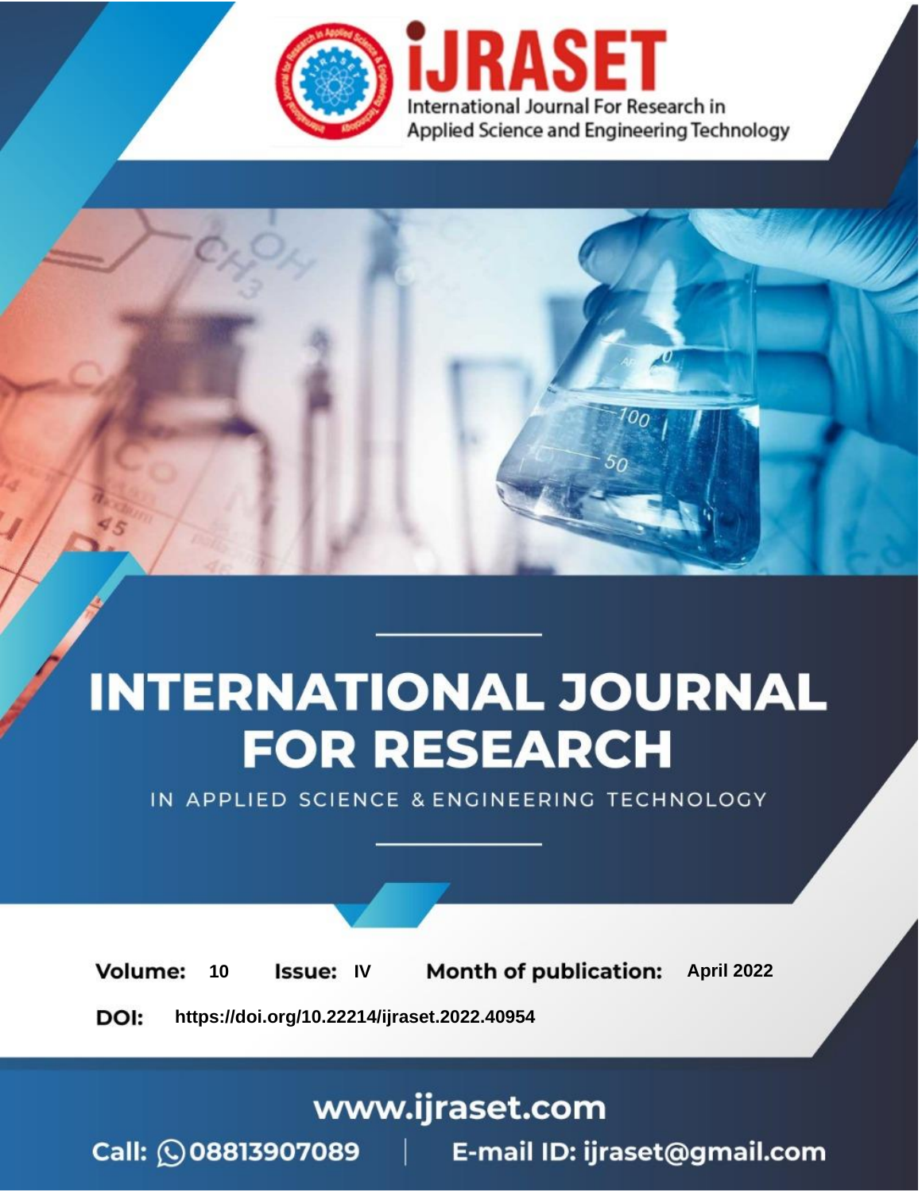iJRASET

International Journal For Research in Applied Science and Engineering Technology

# INTERNATIONAL JOURNAL FOR RESEARCH

IN APPLIED SCIENCE & ENGINEERING TECHNOLOGY

**Volume:** 10 **Issue:** IV **Month of publication:** April 2022

**DOI:** https://doi.org/10.22214/ijraset.2022.40954

www.ijraset.com

Call: 08813907089 | E-mail ID: ijraset@gmail.com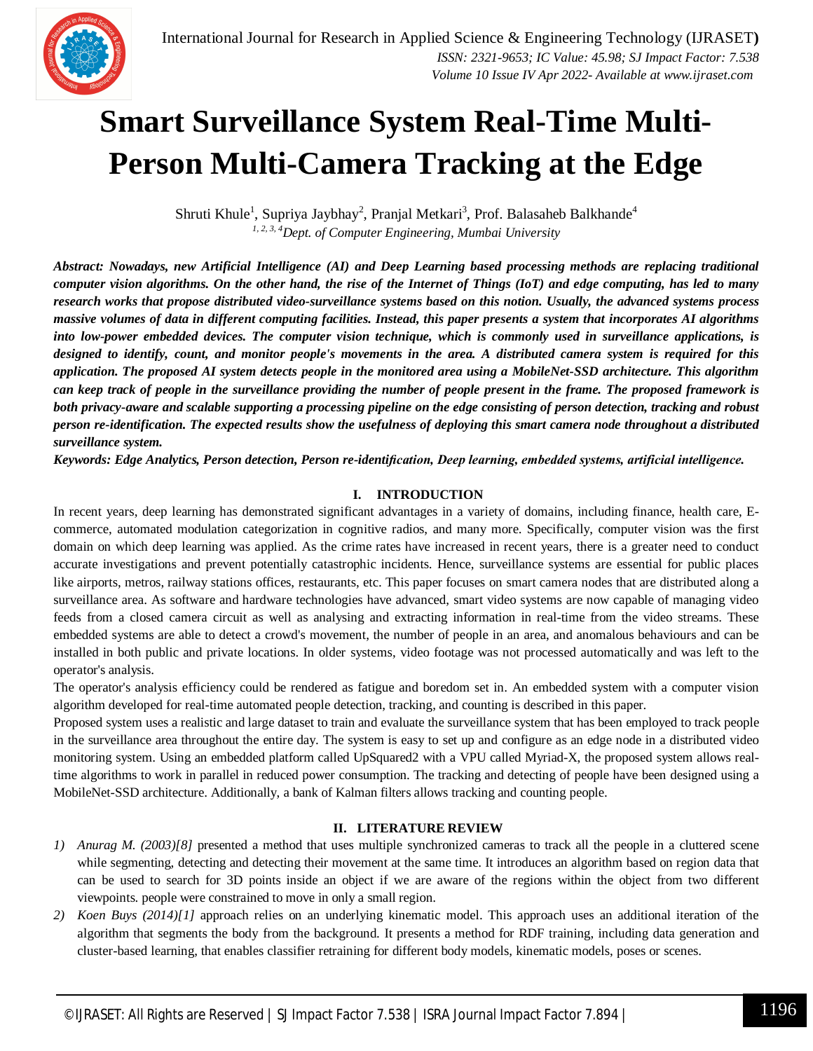# Smart Surveillance System Real-Time Multi-Person Multi-Camera Tracking at the Edge

Shruti Khule[1], Supriya Jaybhay[2], Pranjal Metkari[3], Prof. Balasaheb Balkhande[4]

*[1, 2, 3, 4]Dept. of Computer Engineering, Mumbai University*

***Abstract:** Nowadays, new Artificial Intelligence (AI) and Deep Learning based processing methods are replacing traditional computer vision algorithms. On the other hand, the rise of the Internet of Things (IoT) and edge computing, has led to many research works that propose distributed video-surveillance systems based on this notion. Usually, the advanced systems process massive volumes of data in different computing facilities. Instead, this paper presents a system that incorporates AI algorithms into low-power embedded devices. The computer vision technique, which is commonly used in surveillance applications, is designed to identify, count, and monitor people's movements in the area. A distributed camera system is required for this application. The proposed AI system detects people in the monitored area using a MobileNet-SSD architecture. This algorithm can keep track of people in the surveillance providing the number of people present in the frame. The proposed framework is both privacy-aware and scalable supporting a processing pipeline on the edge consisting of person detection, tracking and robust person re-identification. The expected results show the usefulness of deploying this smart camera node throughout a distributed surveillance system.*

***Keywords:** Edge Analytics, Person detection, Person re-identification, Deep learning, embedded systems, artificial intelligence.*

## I. INTRODUCTION

In recent years, deep learning has demonstrated significant advantages in a variety of domains, including finance, health care, E-commerce, automated modulation categorization in cognitive radios, and many more. Specifically, computer vision was the first domain on which deep learning was applied. As the crime rates have increased in recent years, there is a greater need to conduct accurate investigations and prevent potentially catastrophic incidents. Hence, surveillance systems are essential for public places like airports, metros, railway stations offices, restaurants, etc. This paper focuses on smart camera nodes that are distributed along a surveillance area. As software and hardware technologies have advanced, smart video systems are now capable of managing video feeds from a closed camera circuit as well as analysing and extracting information in real-time from the video streams. These embedded systems are able to detect a crowd's movement, the number of people in an area, and anomalous behaviours and can be installed in both public and private locations. In older systems, video footage was not processed automatically and was left to the operator's analysis.

The operator's analysis efficiency could be rendered as fatigue and boredom set in. An embedded system with a computer vision algorithm developed for real-time automated people detection, tracking, and counting is described in this paper.

Proposed system uses a realistic and large dataset to train and evaluate the surveillance system that has been employed to track people in the surveillance area throughout the entire day. The system is easy to set up and configure as an edge node in a distributed video monitoring system. Using an embedded platform called UpSquared2 with a VPU called Myriad-X, the proposed system allows real-time algorithms to work in parallel in reduced power consumption. The tracking and detecting of people have been designed using a MobileNet-SSD architecture. Additionally, a bank of Kalman filters allows tracking and counting people.

## II. LITERATURE REVIEW

1) *Anurag M. (2003)[8]* presented a method that uses multiple synchronized cameras to track all the people in a cluttered scene while segmenting, detecting and detecting their movement at the same time. It introduces an algorithm based on region data that can be used to search for 3D points inside an object if we are aware of the regions within the object from two different viewpoints. people were constrained to move in only a small region.
2) *Koen Buys (2014)[1]* approach relies on an underlying kinematic model. This approach uses an additional iteration of the algorithm that segments the body from the background. It presents a method for RDF training, including data generation and cluster-based learning, that enables classifier retraining for different body models, kinematic models, poses or scenes.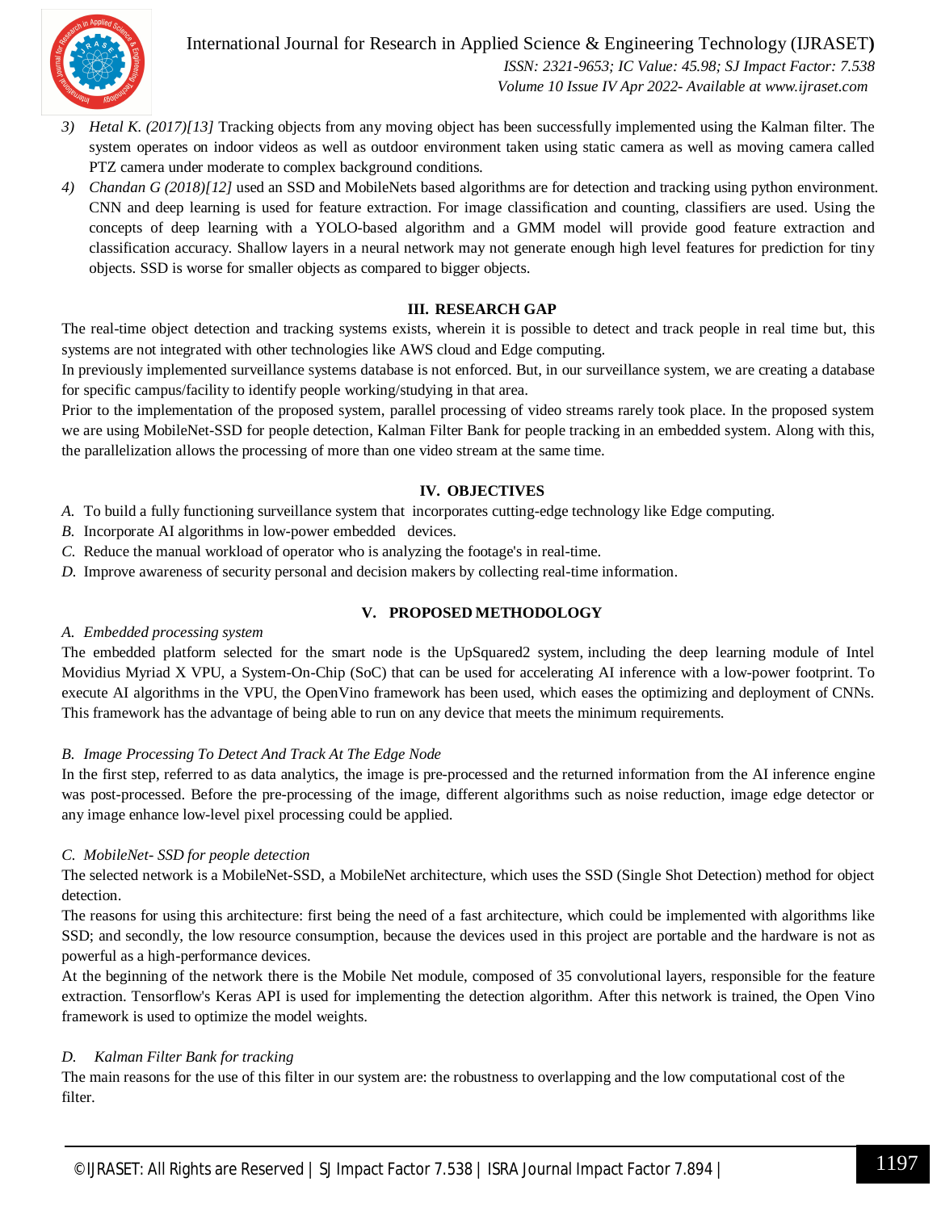3) *Hetal K. (2017)[13]* Tracking objects from any moving object has been successfully implemented using the Kalman filter. The system operates on indoor videos as well as outdoor environment taken using static camera as well as moving camera called PTZ camera under moderate to complex background conditions.
4) *Chandan G (2018)[12]* used an SSD and MobileNets based algorithms are for detection and tracking using python environment. CNN and deep learning is used for feature extraction. For image classification and counting, classifiers are used. Using the concepts of deep learning with a YOLO-based algorithm and a GMM model will provide good feature extraction and classification accuracy. Shallow layers in a neural network may not generate enough high level features for prediction for tiny objects. SSD is worse for smaller objects as compared to bigger objects.

## III. RESEARCH GAP

The real-time object detection and tracking systems exists, wherein it is possible to detect and track people in real time but, this systems are not integrated with other technologies like AWS cloud and Edge computing.

In previously implemented surveillance systems database is not enforced. But, in our surveillance system, we are creating a database for specific campus/facility to identify people working/studying in that area.

Prior to the implementation of the proposed system, parallel processing of video streams rarely took place. In the proposed system we are using MobileNet-SSD for people detection, Kalman Filter Bank for people tracking in an embedded system. Along with this, the parallelization allows the processing of more than one video stream at the same time.

## IV. OBJECTIVES

*A.* To build a fully functioning surveillance system that incorporates cutting-edge technology like Edge computing.
*B.* Incorporate AI algorithms in low-power embedded devices.
*C.* Reduce the manual workload of operator who is analyzing the footage's in real-time.
*D.* Improve awareness of security personal and decision makers by collecting real-time information.

## V. PROPOSED METHODOLOGY

### *A. Embedded processing system*

The embedded platform selected for the smart node is the UpSquared2 system, including the deep learning module of Intel Movidius Myriad X VPU, a System-On-Chip (SoC) that can be used for accelerating AI inference with a low-power footprint. To execute AI algorithms in the VPU, the OpenVino framework has been used, which eases the optimizing and deployment of CNNs. This framework has the advantage of being able to run on any device that meets the minimum requirements.

### *B. Image Processing To Detect And Track At The Edge Node*

In the first step, referred to as data analytics, the image is pre-processed and the returned information from the AI inference engine was post-processed. Before the pre-processing of the image, different algorithms such as noise reduction, image edge detector or any image enhance low-level pixel processing could be applied.

### *C. MobileNet- SSD for people detection*

The selected network is a MobileNet-SSD, a MobileNet architecture, which uses the SSD (Single Shot Detection) method for object detection.

The reasons for using this architecture: first being the need of a fast architecture, which could be implemented with algorithms like SSD; and secondly, the low resource consumption, because the devices used in this project are portable and the hardware is not as powerful as a high-performance devices.

At the beginning of the network there is the Mobile Net module, composed of 35 convolutional layers, responsible for the feature extraction. Tensorflow's Keras API is used for implementing the detection algorithm. After this network is trained, the Open Vino framework is used to optimize the model weights.

### *D. Kalman Filter Bank for tracking*

The main reasons for the use of this filter in our system are: the robustness to overlapping and the low computational cost of the filter.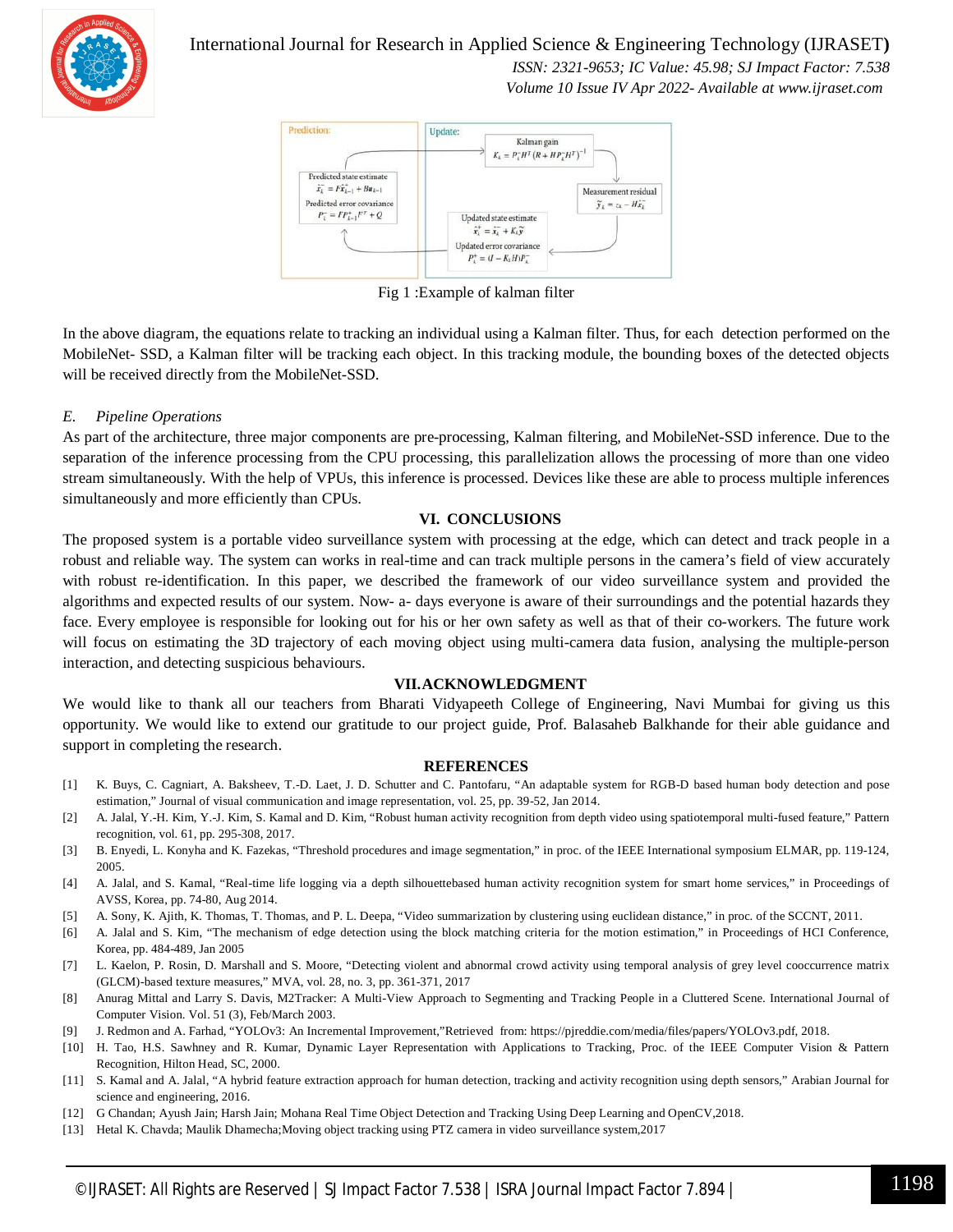Fig 1 :Example of kalman filter

In the above diagram, the equations relate to tracking an individual using a Kalman filter. Thus, for each detection performed on the MobileNet- SSD, a Kalman filter will be tracking each object. In this tracking module, the bounding boxes of the detected objects will be received directly from the MobileNet-SSD.

### *E. Pipeline Operations*

As part of the architecture, three major components are pre-processing, Kalman filtering, and MobileNet-SSD inference. Due to the separation of the inference processing from the CPU processing, this parallelization allows the processing of more than one video stream simultaneously. With the help of VPUs, this inference is processed. Devices like these are able to process multiple inferences simultaneously and more efficiently than CPUs.

## VI. CONCLUSIONS

The proposed system is a portable video surveillance system with processing at the edge, which can detect and track people in a robust and reliable way. The system can works in real-time and can track multiple persons in the camera's field of view accurately with robust re-identification. In this paper, we described the framework of our video surveillance system and provided the algorithms and expected results of our system. Now- a- days everyone is aware of their surroundings and the potential hazards they face. Every employee is responsible for looking out for his or her own safety as well as that of their co-workers. The future work will focus on estimating the 3D trajectory of each moving object using multi-camera data fusion, analysing the multiple-person interaction, and detecting suspicious behaviours.

## VII. ACKNOWLEDGMENT

We would like to thank all our teachers from Bharati Vidyapeeth College of Engineering, Navi Mumbai for giving us this opportunity. We would like to extend our gratitude to our project guide, Prof. Balasaheb Balkhande for their able guidance and support in completing the research.

## REFERENCES

[1] K. Buys, C. Cagniart, A. Baksheev, T.-D. Laet, J. D. Schutter and C. Pantofaru, "An adaptable system for RGB-D based human body detection and pose estimation," Journal of visual communication and image representation, vol. 25, pp. 39-52, Jan 2014.

[2] A. Jalal, Y.-H. Kim, Y.-J. Kim, S. Kamal and D. Kim, "Robust human activity recognition from depth video using spatiotemporal multi-fused feature," Pattern recognition, vol. 61, pp. 295-308, 2017.

[3] B. Enyedi, L. Konyha and K. Fazekas, "Threshold procedures and image segmentation," in proc. of the IEEE International symposium ELMAR, pp. 119-124, 2005.

[4] A. Jalal, and S. Kamal, "Real-time life logging via a depth silhouettebased human activity recognition system for smart home services," in Proceedings of AVSS, Korea, pp. 74-80, Aug 2014.

[5] A. Sony, K. Ajith, K. Thomas, T. Thomas, and P. L. Deepa, "Video summarization by clustering using euclidean distance," in proc. of the SCCNT, 2011.

[6] A. Jalal and S. Kim, "The mechanism of edge detection using the block matching criteria for the motion estimation," in Proceedings of HCI Conference, Korea, pp. 484-489, Jan 2005

[7] L. Kaelon, P. Rosin, D. Marshall and S. Moore, "Detecting violent and abnormal crowd activity using temporal analysis of grey level cooccurrence matrix (GLCM)-based texture measures," MVA, vol. 28, no. 3, pp. 361-371, 2017

[8] Anurag Mittal and Larry S. Davis, M2Tracker: A Multi-View Approach to Segmenting and Tracking People in a Cluttered Scene. International Journal of Computer Vision. Vol. 51 (3), Feb/March 2003.

[9] J. Redmon and A. Farhad, "YOLOv3: An Incremental Improvement,"Retrieved from: https://pjreddie.com/media/files/papers/YOLOv3.pdf, 2018.

[10] H. Tao, H.S. Sawhney and R. Kumar, Dynamic Layer Representation with Applications to Tracking, Proc. of the IEEE Computer Vision & Pattern Recognition, Hilton Head, SC, 2000.

[11] S. Kamal and A. Jalal, "A hybrid feature extraction approach for human detection, tracking and activity recognition using depth sensors," Arabian Journal for science and engineering, 2016.

[12] G Chandan; Ayush Jain; Harsh Jain; Mohana Real Time Object Detection and Tracking Using Deep Learning and OpenCV,2018.

[13] Hetal K. Chavda; Maulik Dhamecha;Moving object tracking using PTZ camera in video surveillance system,2017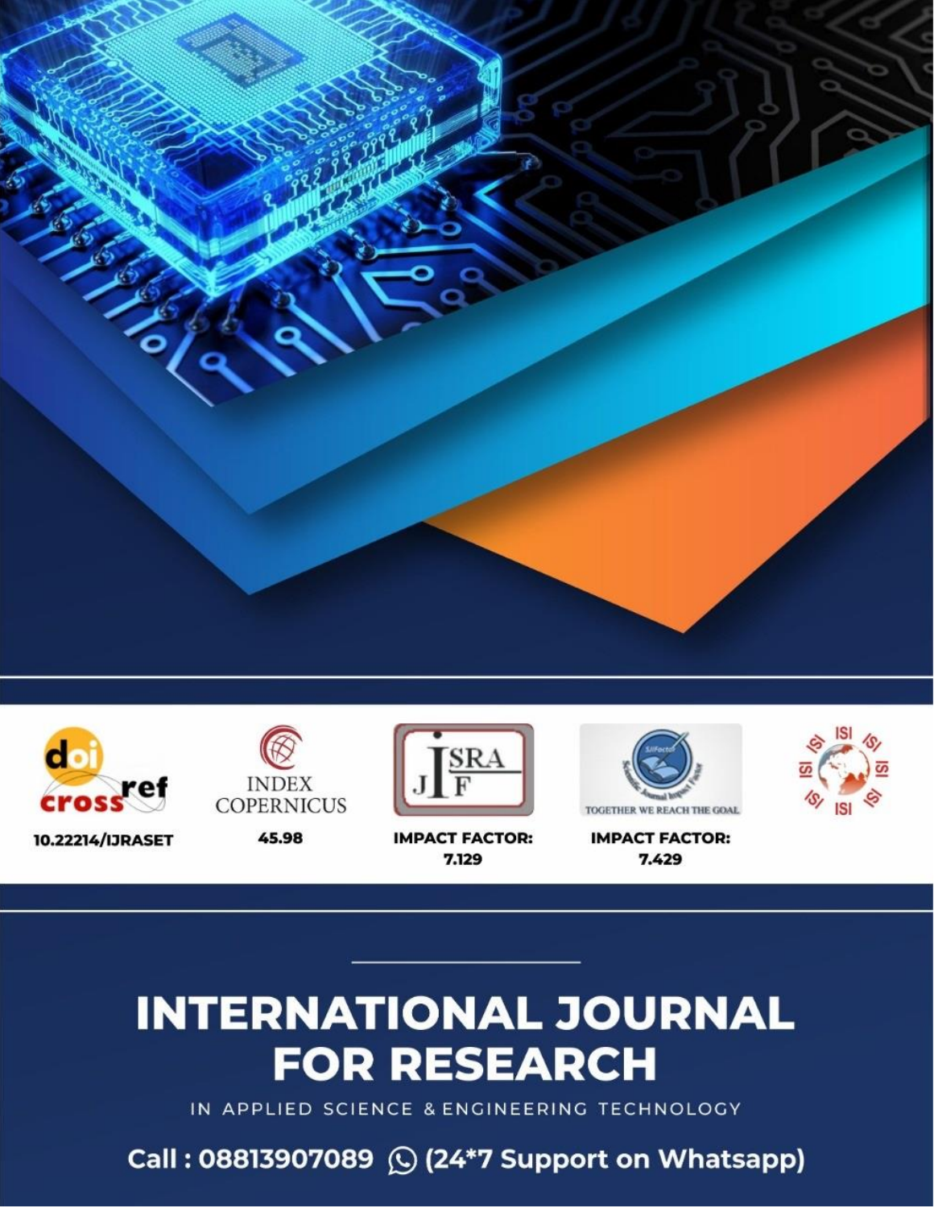10.22214/IJRASET

INDEX COPERNICUS

45.98

IMPACT FACTOR: 7.129

TOGETHER WE REACH THE GOAL

IMPACT FACTOR: 7.429

# INTERNATIONAL JOURNAL FOR RESEARCH

IN APPLIED SCIENCE & ENGINEERING TECHNOLOGY

Call : 08813907089 (24*7 Support on Whatsapp)